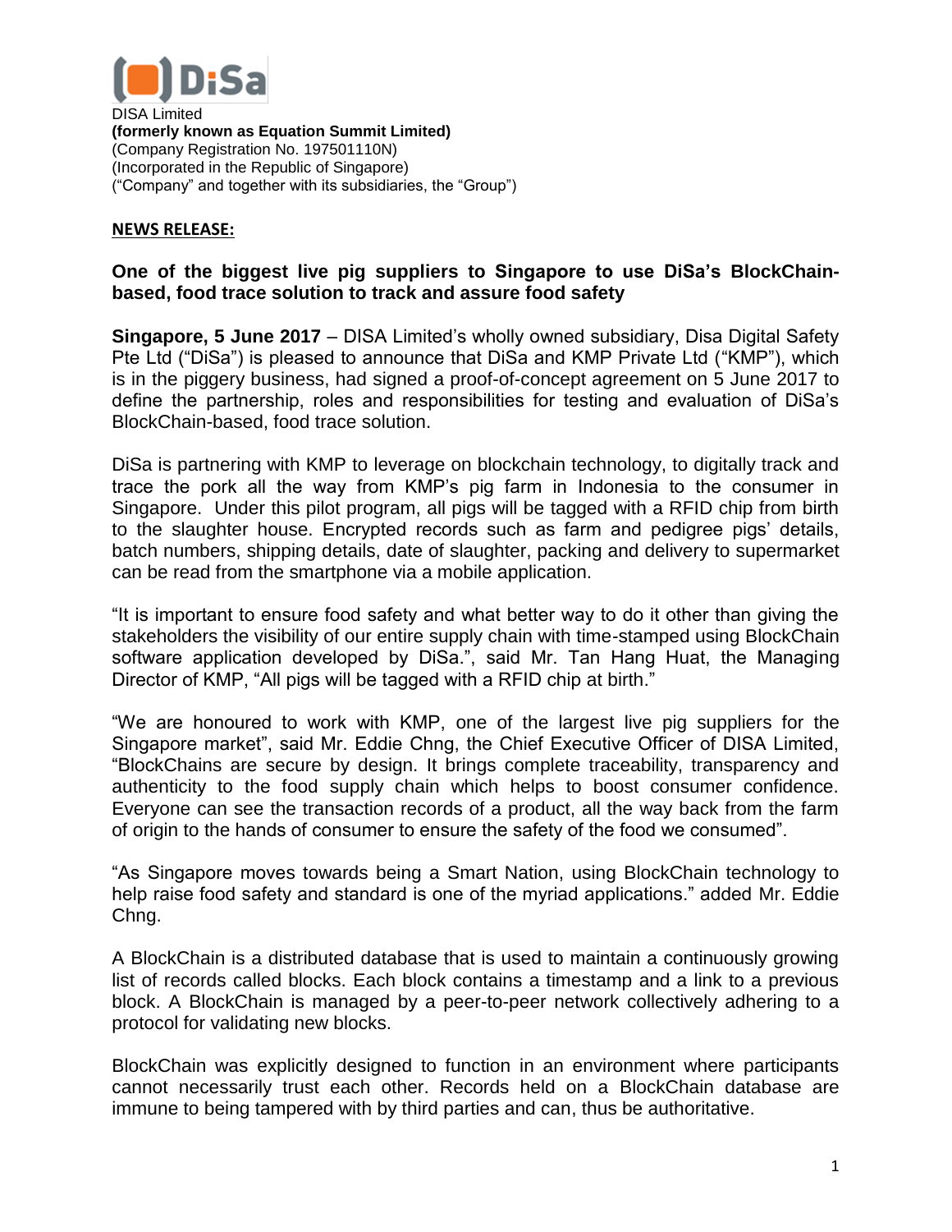DISA Limited
**(formerly known as Equation Summit Limited)**
(Company Registration No. 197501110N)
(Incorporated in the Republic of Singapore)
("Company" and together with its subsidiaries, the "Group")

**NEWS RELEASE:**

**One of the biggest live pig suppliers to Singapore to use DiSa's BlockChain-based, food trace solution to track and assure food safety**

**Singapore, 5 June 2017** – DISA Limited's wholly owned subsidiary, Disa Digital Safety Pte Ltd ("DiSa") is pleased to announce that DiSa and KMP Private Ltd ("KMP"), which is in the piggery business, had signed a proof-of-concept agreement on 5 June 2017 to define the partnership, roles and responsibilities for testing and evaluation of DiSa's BlockChain-based, food trace solution.

DiSa is partnering with KMP to leverage on blockchain technology, to digitally track and trace the pork all the way from KMP's pig farm in Indonesia to the consumer in Singapore. Under this pilot program, all pigs will be tagged with a RFID chip from birth to the slaughter house. Encrypted records such as farm and pedigree pigs' details, batch numbers, shipping details, date of slaughter, packing and delivery to supermarket can be read from the smartphone via a mobile application.

"It is important to ensure food safety and what better way to do it other than giving the stakeholders the visibility of our entire supply chain with time-stamped using BlockChain software application developed by DiSa.", said Mr. Tan Hang Huat, the Managing Director of KMP, "All pigs will be tagged with a RFID chip at birth."

"We are honoured to work with KMP, one of the largest live pig suppliers for the Singapore market", said Mr. Eddie Chng, the Chief Executive Officer of DISA Limited, "BlockChains are secure by design. It brings complete traceability, transparency and authenticity to the food supply chain which helps to boost consumer confidence. Everyone can see the transaction records of a product, all the way back from the farm of origin to the hands of consumer to ensure the safety of the food we consumed".

"As Singapore moves towards being a Smart Nation, using BlockChain technology to help raise food safety and standard is one of the myriad applications." added Mr. Eddie Chng.

A BlockChain is a distributed database that is used to maintain a continuously growing list of records called blocks. Each block contains a timestamp and a link to a previous block. A BlockChain is managed by a peer-to-peer network collectively adhering to a protocol for validating new blocks.

BlockChain was explicitly designed to function in an environment where participants cannot necessarily trust each other. Records held on a BlockChain database are immune to being tampered with by third parties and can, thus be authoritative.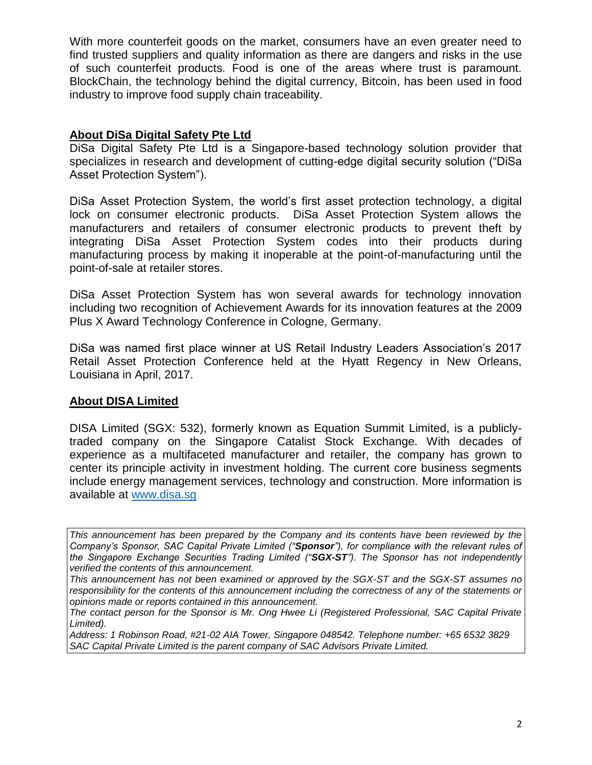With more counterfeit goods on the market, consumers have an even greater need to find trusted suppliers and quality information as there are dangers and risks in the use of such counterfeit products. Food is one of the areas where trust is paramount. BlockChain, the technology behind the digital currency, Bitcoin, has been used in food industry to improve food supply chain traceability.

## About DiSa Digital Safety Pte Ltd

DiSa Digital Safety Pte Ltd is a Singapore-based technology solution provider that specializes in research and development of cutting-edge digital security solution ("DiSa Asset Protection System").

DiSa Asset Protection System, the world's first asset protection technology, a digital lock on consumer electronic products. DiSa Asset Protection System allows the manufacturers and retailers of consumer electronic products to prevent theft by integrating DiSa Asset Protection System codes into their products during manufacturing process by making it inoperable at the point-of-manufacturing until the point-of-sale at retailer stores.

DiSa Asset Protection System has won several awards for technology innovation including two recognition of Achievement Awards for its innovation features at the 2009 Plus X Award Technology Conference in Cologne, Germany.

DiSa was named first place winner at US Retail Industry Leaders Association's 2017 Retail Asset Protection Conference held at the Hyatt Regency in New Orleans, Louisiana in April, 2017.

## About DISA Limited

DISA Limited (SGX: 532), formerly known as Equation Summit Limited, is a publicly-traded company on the Singapore Catalist Stock Exchange. With decades of experience as a multifaceted manufacturer and retailer, the company has grown to center its principle activity in investment holding. The current core business segments include energy management services, technology and construction. More information is available at www.disa.sg

*This announcement has been prepared by the Company and its contents have been reviewed by the Company's Sponsor, SAC Capital Private Limited ("**Sponsor**"), for compliance with the relevant rules of the Singapore Exchange Securities Trading Limited ("**SGX-ST**"). The Sponsor has not independently verified the contents of this announcement.*

*This announcement has not been examined or approved by the SGX-ST and the SGX-ST assumes no responsibility for the contents of this announcement including the correctness of any of the statements or opinions made or reports contained in this announcement.*

*The contact person for the Sponsor is Mr. Ong Hwee Li (Registered Professional, SAC Capital Private Limited).*

*Address: 1 Robinson Road, #21-02 AIA Tower, Singapore 048542. Telephone number: +65 6532 3829*

*SAC Capital Private Limited is the parent company of SAC Advisors Private Limited.*